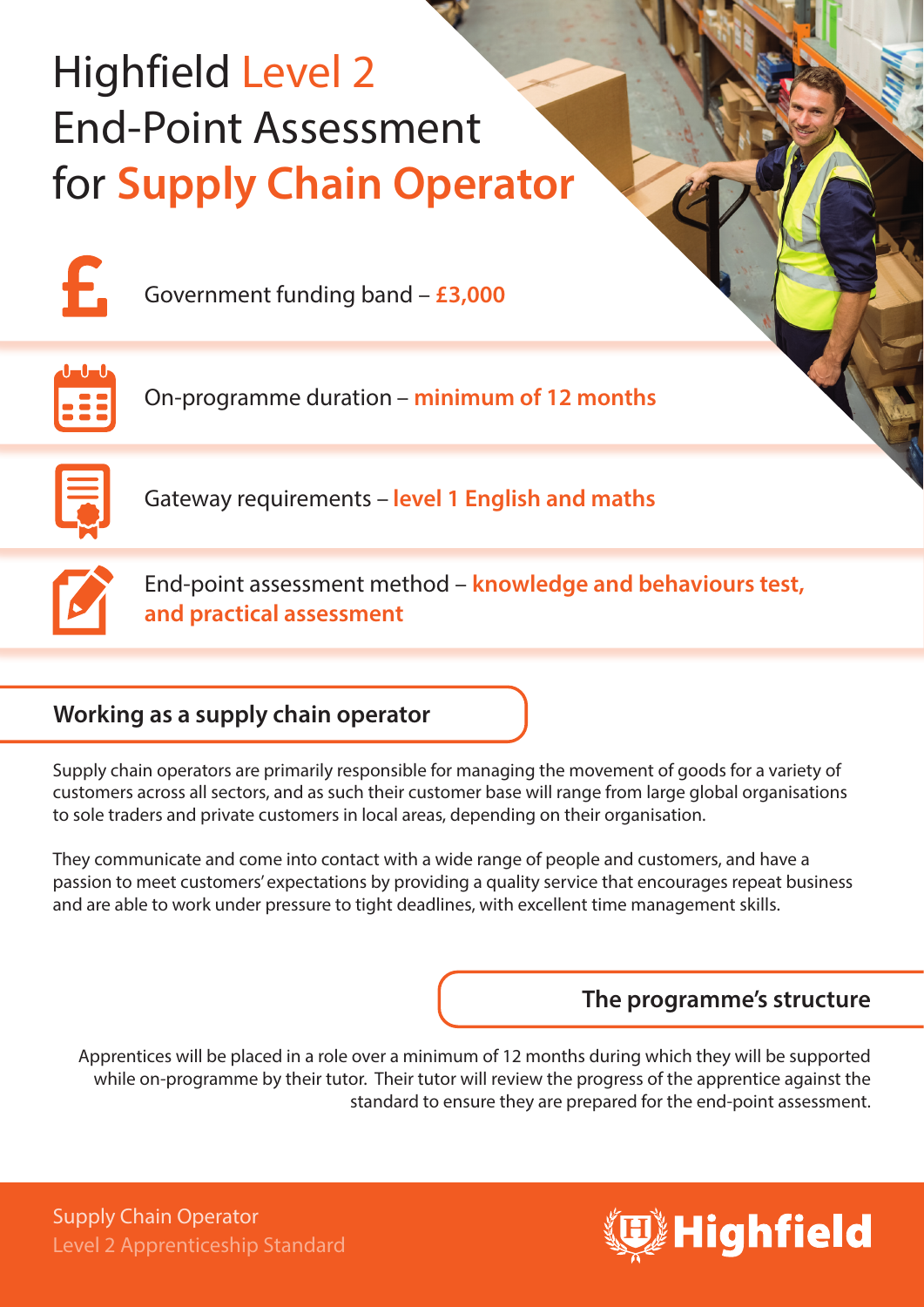# Highfield Level 2 End-Point Assessment for Supply Chain Operator

Government funding band – **£3,000**

On-programme duration – **minimum of 12 months**

Gateway requirements – **level 1 English and maths**

End-point assessment method – **knowledge and behaviours test, and practical assessment**

## Working as a supply chain operator

Supply chain operators are primarily responsible for managing the movement of goods for a variety of customers across all sectors, and as such their customer base will range from large global organisations to sole traders and private customers in local areas, depending on their organisation.

They communicate and come into contact with a wide range of people and customers, and have a passion to meet customers' expectations by providing a quality service that encourages repeat business and are able to work under pressure to tight deadlines, with excellent time management skills.

## The programme's structure

Apprentices will be placed in a role over a minimum of 12 months during which they will be supported while on-programme by their tutor. Their tutor will review the progress of the apprentice against the standard to ensure they are prepared for the end-point assessment.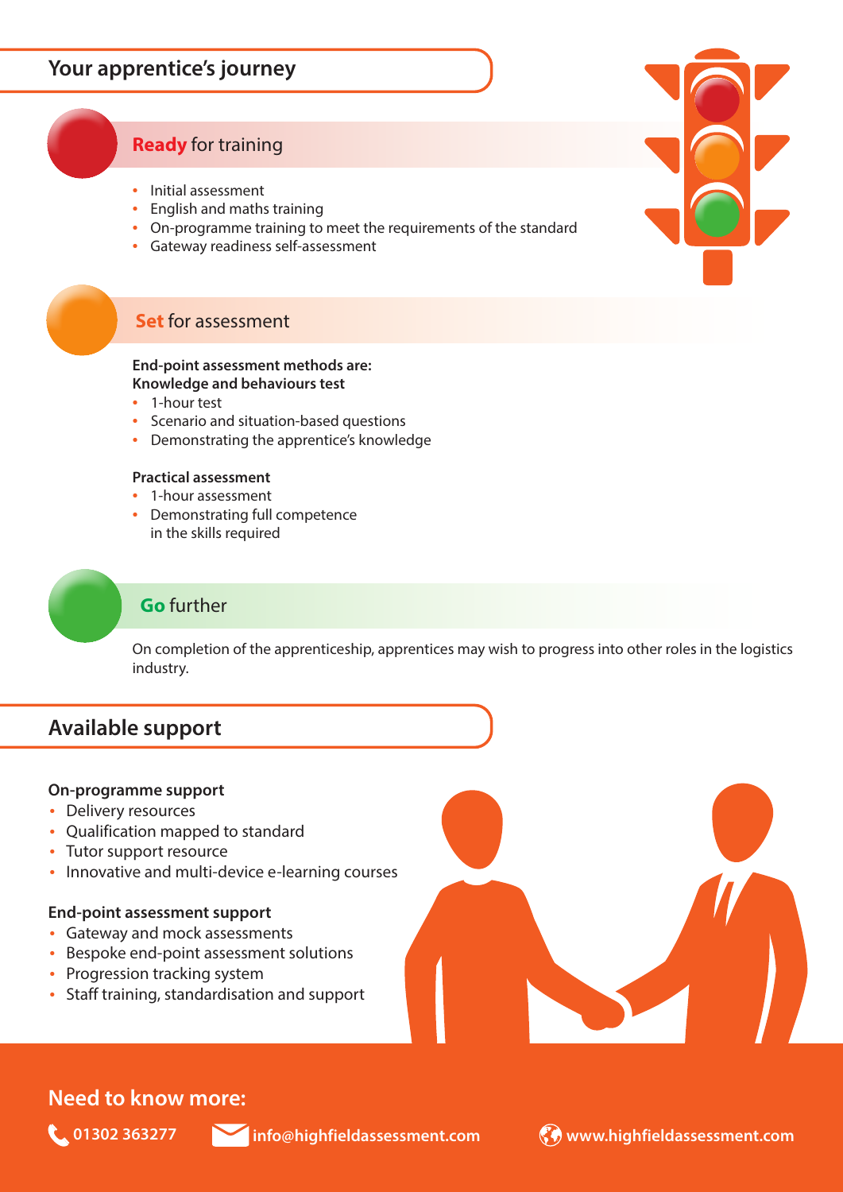## Your apprentice's journey

### **Ready** for training

- Initial assessment
- English and maths training
- On-programme training to meet the requirements of the standard
- Gateway readiness self-assessment

### **Set** for assessment

**End-point assessment methods are:**
**Knowledge and behaviours test**

- 1-hour test
- Scenario and situation-based questions
- Demonstrating the apprentice's knowledge

**Practical assessment**

- 1-hour assessment
- Demonstrating full competence in the skills required

### **Go** further

On completion of the apprenticeship, apprentices may wish to progress into other roles in the logistics industry.

## Available support

**On-programme support**

- Delivery resources
- Qualification mapped to standard
- Tutor support resource
- Innovative and multi-device e-learning courses

**End-point assessment support**

- Gateway and mock assessments
- Bespoke end-point assessment solutions
- Progression tracking system
- Staff training, standardisation and support

## Need to know more:

**01302 363277** **info@highfieldassessment.com** **www.highfieldassessment.com**